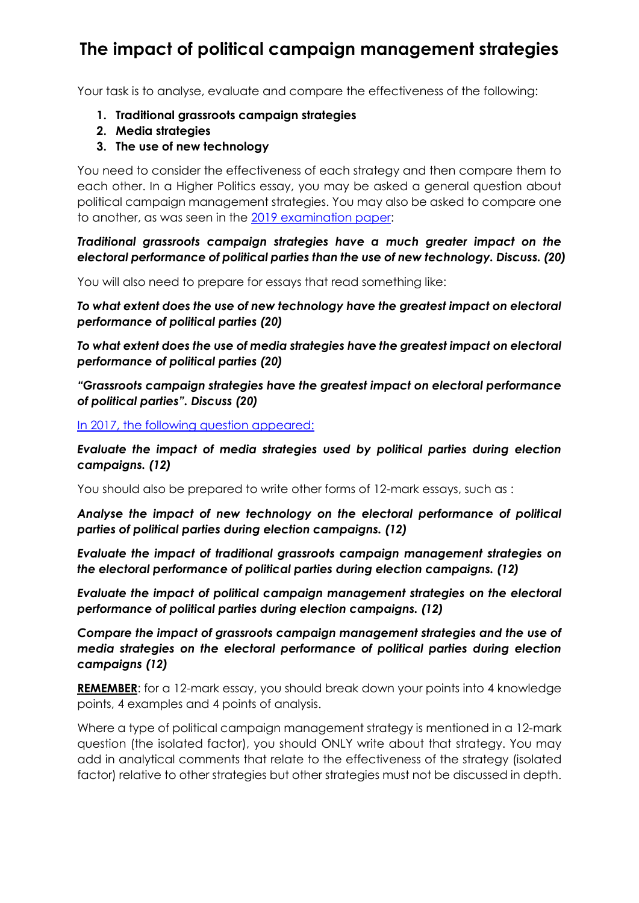# The impact of political campaign management strategies

Your task is to analyse, evaluate and compare the effectiveness of the following:

1. **Traditional grassroots campaign strategies**
2. **Media strategies**
3. **The use of new technology**

You need to consider the effectiveness of each strategy and then compare them to each other. In a Higher Politics essay, you may be asked a general question about political campaign management strategies. You may also be asked to compare one to another, as was seen in the 2019 examination paper:

***Traditional grassroots campaign strategies have a much greater impact on the electoral performance of political parties than the use of new technology. Discuss. (20)***

You will also need to prepare for essays that read something like:

***To what extent does the use of new technology have the greatest impact on electoral performance of political parties (20)***

***To what extent does the use of media strategies have the greatest impact on electoral performance of political parties (20)***

***"Grassroots campaign strategies have the greatest impact on electoral performance of political parties". Discuss (20)***

In 2017, the following question appeared:

***Evaluate the impact of media strategies used by political parties during election campaigns. (12)***

You should also be prepared to write other forms of 12-mark essays, such as :

***Analyse the impact of new technology on the electoral performance of political parties of political parties during election campaigns. (12)***

***Evaluate the impact of traditional grassroots campaign management strategies on the electoral performance of political parties during election campaigns. (12)***

***Evaluate the impact of political campaign management strategies on the electoral performance of political parties during election campaigns. (12)***

***Compare the impact of grassroots campaign management strategies and the use of media strategies on the electoral performance of political parties during election campaigns (12)***

**REMEMBER**: for a 12-mark essay, you should break down your points into 4 knowledge points, 4 examples and 4 points of analysis.

Where a type of political campaign management strategy is mentioned in a 12-mark question (the isolated factor), you should ONLY write about that strategy. You may add in analytical comments that relate to the effectiveness of the strategy (isolated factor) relative to other strategies but other strategies must not be discussed in depth.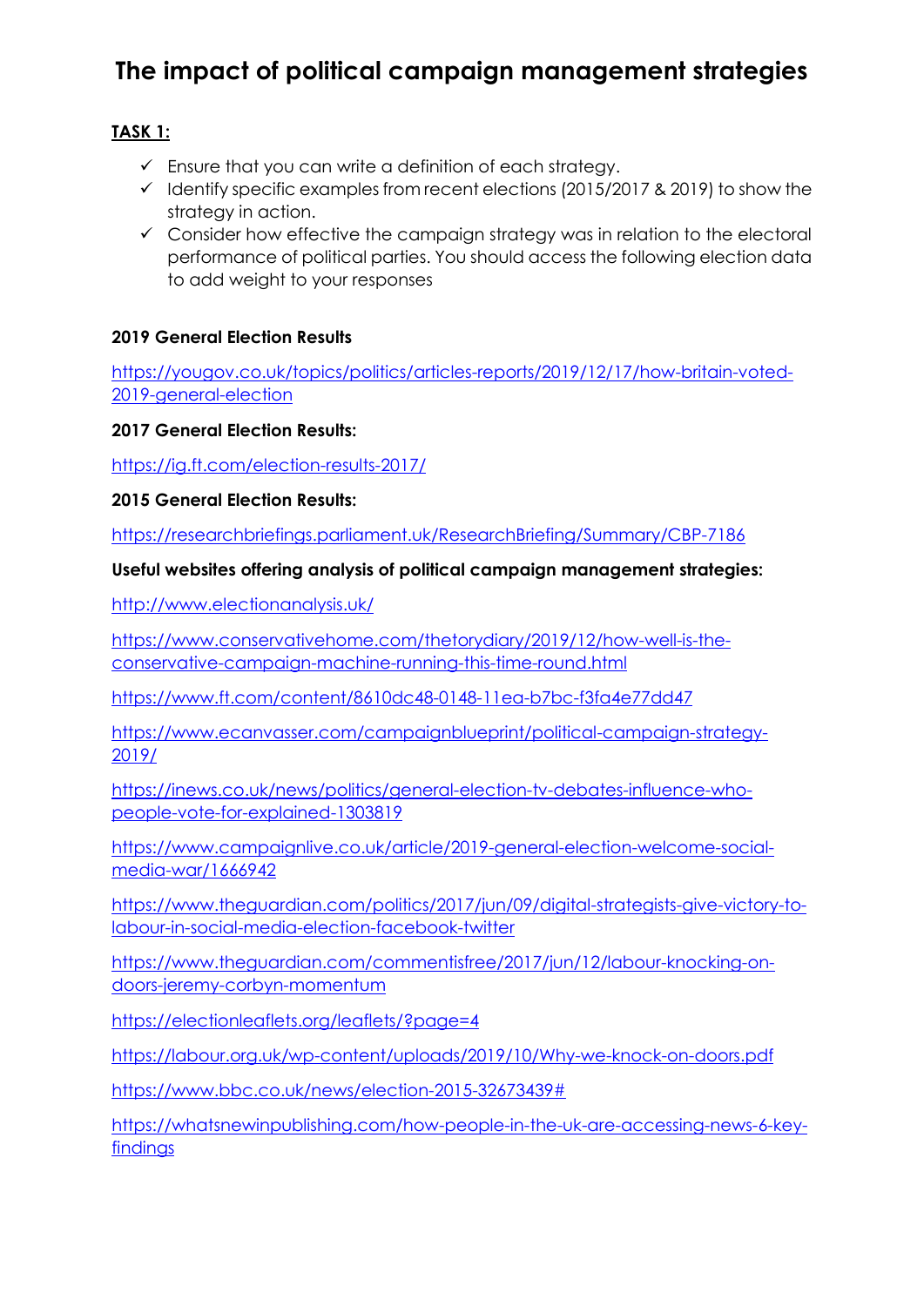# The impact of political campaign management strategies

**TASK 1:**

- ✓ Ensure that you can write a definition of each strategy.
- ✓ Identify specific examples from recent elections (2015/2017 & 2019) to show the strategy in action.
- ✓ Consider how effective the campaign strategy was in relation to the electoral performance of political parties. You should access the following election data to add weight to your responses

**2019 General Election Results**

https://yougov.co.uk/topics/politics/articles-reports/2019/12/17/how-britain-voted-2019-general-election

**2017 General Election Results:**

https://ig.ft.com/election-results-2017/

**2015 General Election Results:**

https://researchbriefings.parliament.uk/ResearchBriefing/Summary/CBP-7186

**Useful websites offering analysis of political campaign management strategies:**

http://www.electionanalysis.uk/

https://www.conservativehome.com/thetorydiary/2019/12/how-well-is-the-conservative-campaign-machine-running-this-time-round.html

https://www.ft.com/content/8610dc48-0148-11ea-b7bc-f3fa4e77dd47

https://www.ecanvasser.com/campaignblueprint/political-campaign-strategy-2019/

https://inews.co.uk/news/politics/general-election-tv-debates-influence-who-people-vote-for-explained-1303819

https://www.campaignlive.co.uk/article/2019-general-election-welcome-social-media-war/1666942

https://www.theguardian.com/politics/2017/jun/09/digital-strategists-give-victory-to-labour-in-social-media-election-facebook-twitter

https://www.theguardian.com/commentisfree/2017/jun/12/labour-knocking-on-doors-jeremy-corbyn-momentum

https://electionleaflets.org/leaflets/?page=4

https://labour.org.uk/wp-content/uploads/2019/10/Why-we-knock-on-doors.pdf

https://www.bbc.co.uk/news/election-2015-32673439#

https://whatsnewinpublishing.com/how-people-in-the-uk-are-accessing-news-6-key-findings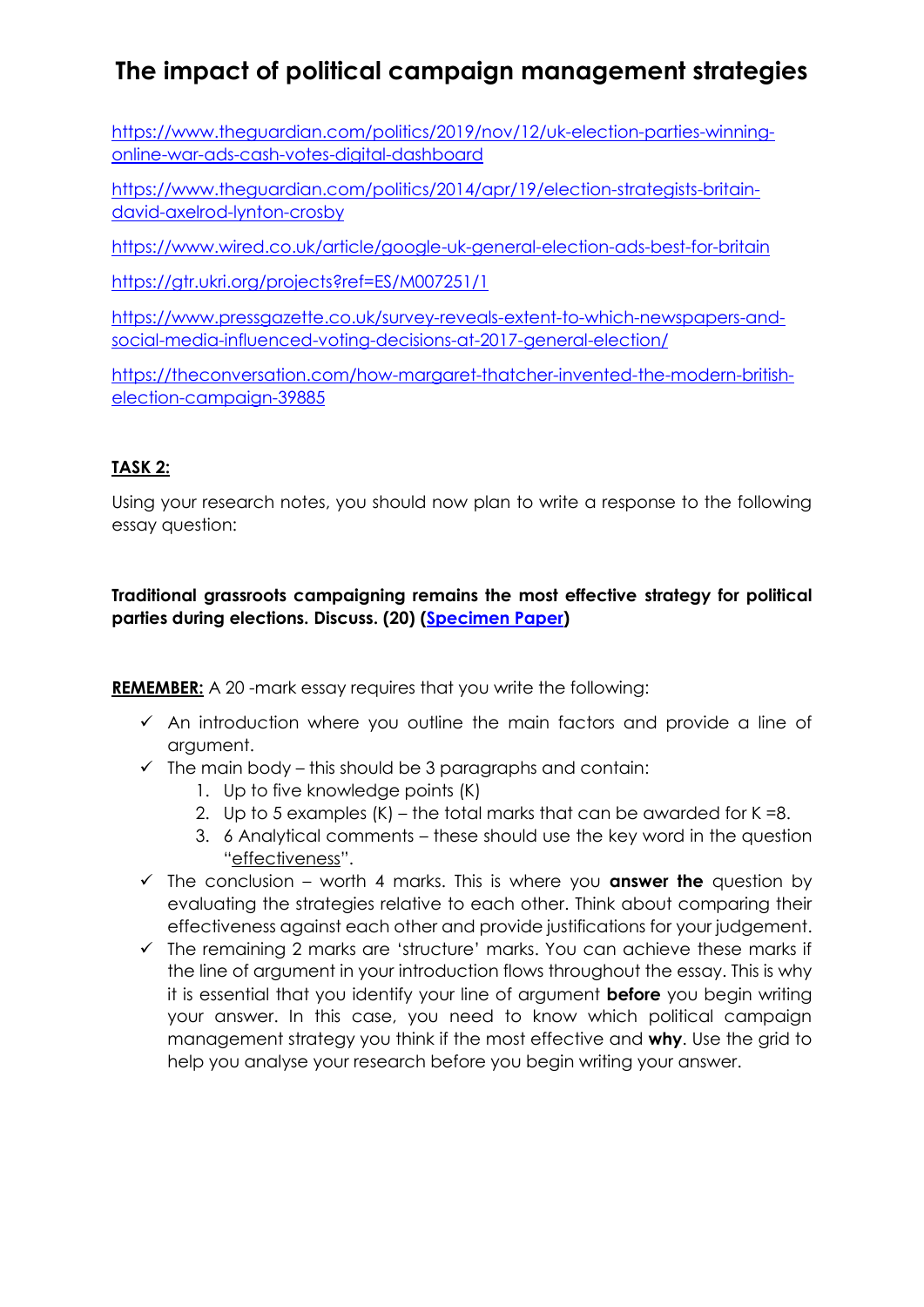# The impact of political campaign management strategies

https://www.theguardian.com/politics/2019/nov/12/uk-election-parties-winning-online-war-ads-cash-votes-digital-dashboard

https://www.theguardian.com/politics/2014/apr/19/election-strategists-britain-david-axelrod-lynton-crosby

https://www.wired.co.uk/article/google-uk-general-election-ads-best-for-britain

https://gtr.ukri.org/projects?ref=ES/M007251/1

https://www.pressgazette.co.uk/survey-reveals-extent-to-which-newspapers-and-social-media-influenced-voting-decisions-at-2017-general-election/

https://theconversation.com/how-margaret-thatcher-invented-the-modern-british-election-campaign-39885

**TASK 2:**

Using your research notes, you should now plan to write a response to the following essay question:

**Traditional grassroots campaigning remains the most effective strategy for political parties during elections. Discuss. (20) (Specimen Paper)**

**REMEMBER:** A 20 -mark essay requires that you write the following:

- ✓ An introduction where you outline the main factors and provide a line of argument.
- ✓ The main body – this should be 3 paragraphs and contain:
  1. Up to five knowledge points (K)
  2. Up to 5 examples (K) – the total marks that can be awarded for K =8.
  3. 6 Analytical comments – these should use the key word in the question "effectiveness".
- ✓ The conclusion – worth 4 marks. This is where you **answer the** question by evaluating the strategies relative to each other. Think about comparing their effectiveness against each other and provide justifications for your judgement.
- ✓ The remaining 2 marks are 'structure' marks. You can achieve these marks if the line of argument in your introduction flows throughout the essay. This is why it is essential that you identify your line of argument **before** you begin writing your answer. In this case, you need to know which political campaign management strategy you think if the most effective and **why**. Use the grid to help you analyse your research before you begin writing your answer.